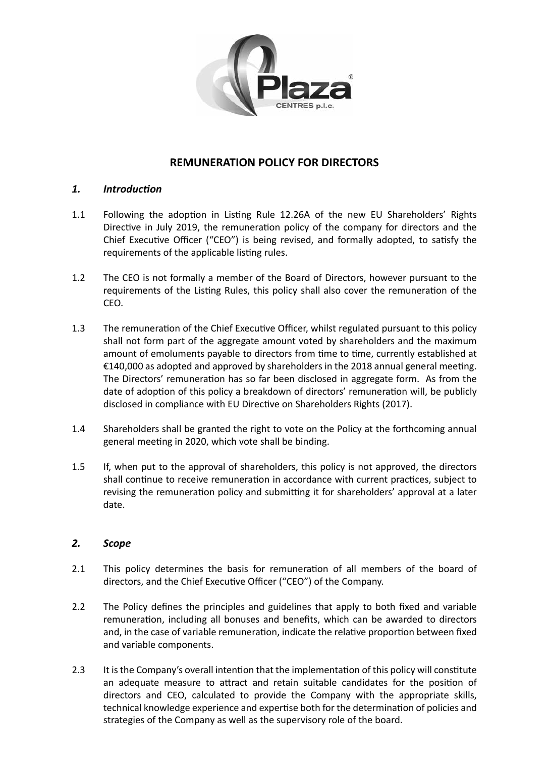# REMUNERATION POLICY FOR DIRECTORS

## *1. Introduction*

1.1 Following the adoption in Listing Rule 12.26A of the new EU Shareholders' Rights Directive in July 2019, the remuneration policy of the company for directors and the Chief Executive Officer ("CEO") is being revised, and formally adopted, to satisfy the requirements of the applicable listing rules.

1.2 The CEO is not formally a member of the Board of Directors, however pursuant to the requirements of the Listing Rules, this policy shall also cover the remuneration of the CEO.

1.3 The remuneration of the Chief Executive Officer, whilst regulated pursuant to this policy shall not form part of the aggregate amount voted by shareholders and the maximum amount of emoluments payable to directors from time to time, currently established at €140,000 as adopted and approved by shareholders in the 2018 annual general meeting. The Directors' remuneration has so far been disclosed in aggregate form. As from the date of adoption of this policy a breakdown of directors' remuneration will, be publicly disclosed in compliance with EU Directive on Shareholders Rights (2017).

1.4 Shareholders shall be granted the right to vote on the Policy at the forthcoming annual general meeting in 2020, which vote shall be binding.

1.5 If, when put to the approval of shareholders, this policy is not approved, the directors shall continue to receive remuneration in accordance with current practices, subject to revising the remuneration policy and submitting it for shareholders' approval at a later date.

## *2. Scope*

2.1 This policy determines the basis for remuneration of all members of the board of directors, and the Chief Executive Officer ("CEO") of the Company.

2.2 The Policy defines the principles and guidelines that apply to both fixed and variable remuneration, including all bonuses and benefits, which can be awarded to directors and, in the case of variable remuneration, indicate the relative proportion between fixed and variable components.

2.3 It is the Company's overall intention that the implementation of this policy will constitute an adequate measure to attract and retain suitable candidates for the position of directors and CEO, calculated to provide the Company with the appropriate skills, technical knowledge experience and expertise both for the determination of policies and strategies of the Company as well as the supervisory role of the board.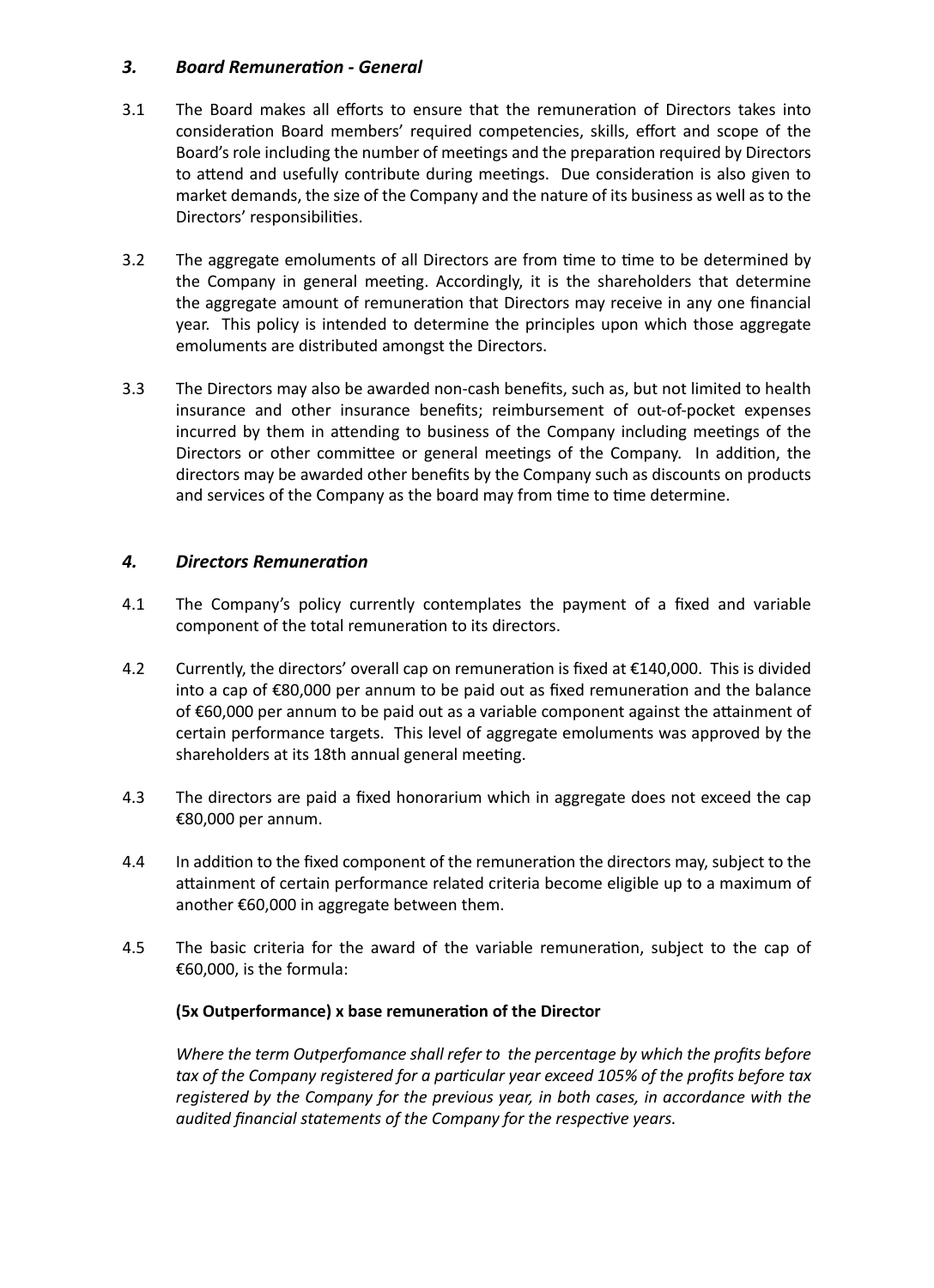### *3. Board Remuneration - General*

3.1 The Board makes all efforts to ensure that the remuneration of Directors takes into consideration Board members' required competencies, skills, effort and scope of the Board's role including the number of meetings and the preparation required by Directors to attend and usefully contribute during meetings. Due consideration is also given to market demands, the size of the Company and the nature of its business as well as to the Directors' responsibilities.

3.2 The aggregate emoluments of all Directors are from time to time to be determined by the Company in general meeting. Accordingly, it is the shareholders that determine the aggregate amount of remuneration that Directors may receive in any one financial year. This policy is intended to determine the principles upon which those aggregate emoluments are distributed amongst the Directors.

3.3 The Directors may also be awarded non-cash benefits, such as, but not limited to health insurance and other insurance benefits; reimbursement of out-of-pocket expenses incurred by them in attending to business of the Company including meetings of the Directors or other committee or general meetings of the Company. In addition, the directors may be awarded other benefits by the Company such as discounts on products and services of the Company as the board may from time to time determine.

### *4. Directors Remuneration*

4.1 The Company's policy currently contemplates the payment of a fixed and variable component of the total remuneration to its directors.

4.2 Currently, the directors' overall cap on remuneration is fixed at €140,000. This is divided into a cap of €80,000 per annum to be paid out as fixed remuneration and the balance of €60,000 per annum to be paid out as a variable component against the attainment of certain performance targets. This level of aggregate emoluments was approved by the shareholders at its 18th annual general meeting.

4.3 The directors are paid a fixed honorarium which in aggregate does not exceed the cap €80,000 per annum.

4.4 In addition to the fixed component of the remuneration the directors may, subject to the attainment of certain performance related criteria become eligible up to a maximum of another €60,000 in aggregate between them.

4.5 The basic criteria for the award of the variable remuneration, subject to the cap of €60,000, is the formula:

**(5x Outperformance) x base remuneration of the Director**

*Where the term Outperfomance shall refer to the percentage by which the profits before tax of the Company registered for a particular year exceed 105% of the profits before tax registered by the Company for the previous year, in both cases, in accordance with the audited financial statements of the Company for the respective years.*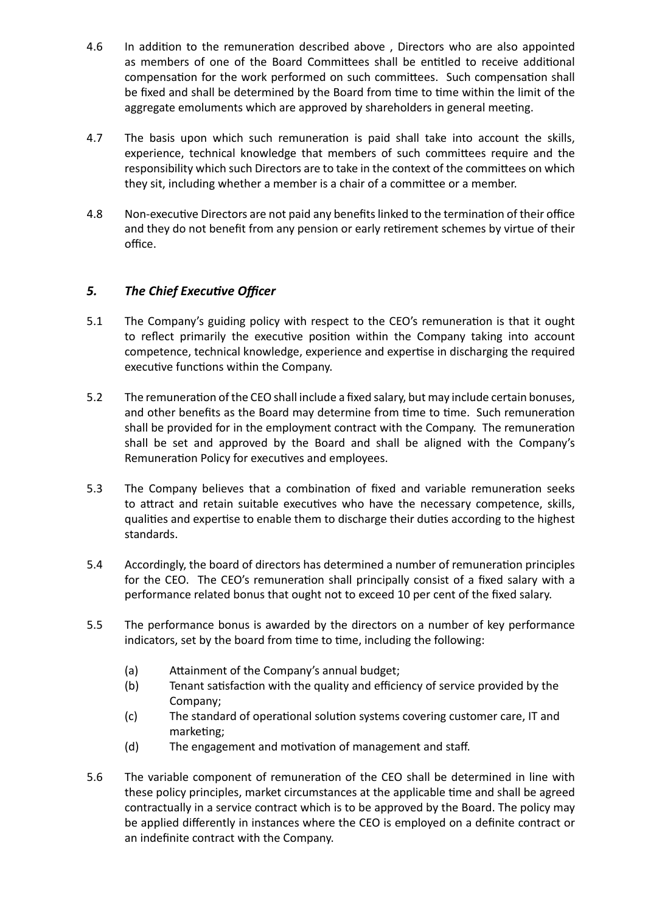4.6 In addition to the remuneration described above , Directors who are also appointed as members of one of the Board Committees shall be entitled to receive additional compensation for the work performed on such committees. Such compensation shall be fixed and shall be determined by the Board from time to time within the limit of the aggregate emoluments which are approved by shareholders in general meeting.

4.7 The basis upon which such remuneration is paid shall take into account the skills, experience, technical knowledge that members of such committees require and the responsibility which such Directors are to take in the context of the committees on which they sit, including whether a member is a chair of a committee or a member.

4.8 Non-executive Directors are not paid any benefits linked to the termination of their office and they do not benefit from any pension or early retirement schemes by virtue of their office.

## *5. The Chief Executive Officer*

5.1 The Company's guiding policy with respect to the CEO's remuneration is that it ought to reflect primarily the executive position within the Company taking into account competence, technical knowledge, experience and expertise in discharging the required executive functions within the Company.

5.2 The remuneration of the CEO shall include a fixed salary, but may include certain bonuses, and other benefits as the Board may determine from time to time. Such remuneration shall be provided for in the employment contract with the Company. The remuneration shall be set and approved by the Board and shall be aligned with the Company's Remuneration Policy for executives and employees.

5.3 The Company believes that a combination of fixed and variable remuneration seeks to attract and retain suitable executives who have the necessary competence, skills, qualities and expertise to enable them to discharge their duties according to the highest standards.

5.4 Accordingly, the board of directors has determined a number of remuneration principles for the CEO. The CEO's remuneration shall principally consist of a fixed salary with a performance related bonus that ought not to exceed 10 per cent of the fixed salary.

5.5 The performance bonus is awarded by the directors on a number of key performance indicators, set by the board from time to time, including the following:

- (a) Attainment of the Company's annual budget;
- (b) Tenant satisfaction with the quality and efficiency of service provided by the Company;
- (c) The standard of operational solution systems covering customer care, IT and marketing;
- (d) The engagement and motivation of management and staff.

5.6 The variable component of remuneration of the CEO shall be determined in line with these policy principles, market circumstances at the applicable time and shall be agreed contractually in a service contract which is to be approved by the Board. The policy may be applied differently in instances where the CEO is employed on a definite contract or an indefinite contract with the Company.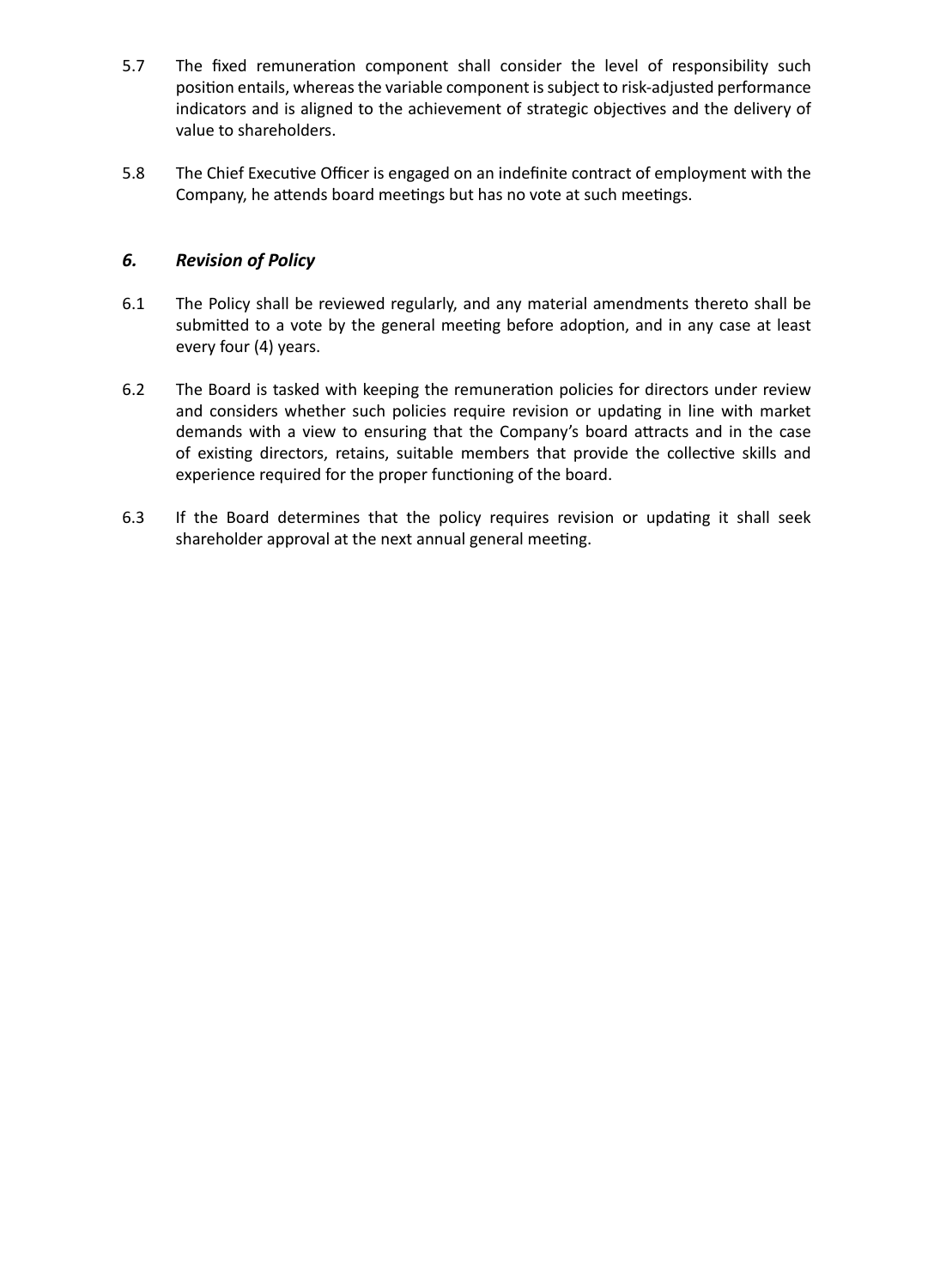5.7 The fixed remuneration component shall consider the level of responsibility such position entails, whereas the variable component is subject to risk-adjusted performance indicators and is aligned to the achievement of strategic objectives and the delivery of value to shareholders.

5.8 The Chief Executive Officer is engaged on an indefinite contract of employment with the Company, he attends board meetings but has no vote at such meetings.

## *6. Revision of Policy*

6.1 The Policy shall be reviewed regularly, and any material amendments thereto shall be submitted to a vote by the general meeting before adoption, and in any case at least every four (4) years.

6.2 The Board is tasked with keeping the remuneration policies for directors under review and considers whether such policies require revision or updating in line with market demands with a view to ensuring that the Company's board attracts and in the case of existing directors, retains, suitable members that provide the collective skills and experience required for the proper functioning of the board.

6.3 If the Board determines that the policy requires revision or updating it shall seek shareholder approval at the next annual general meeting.